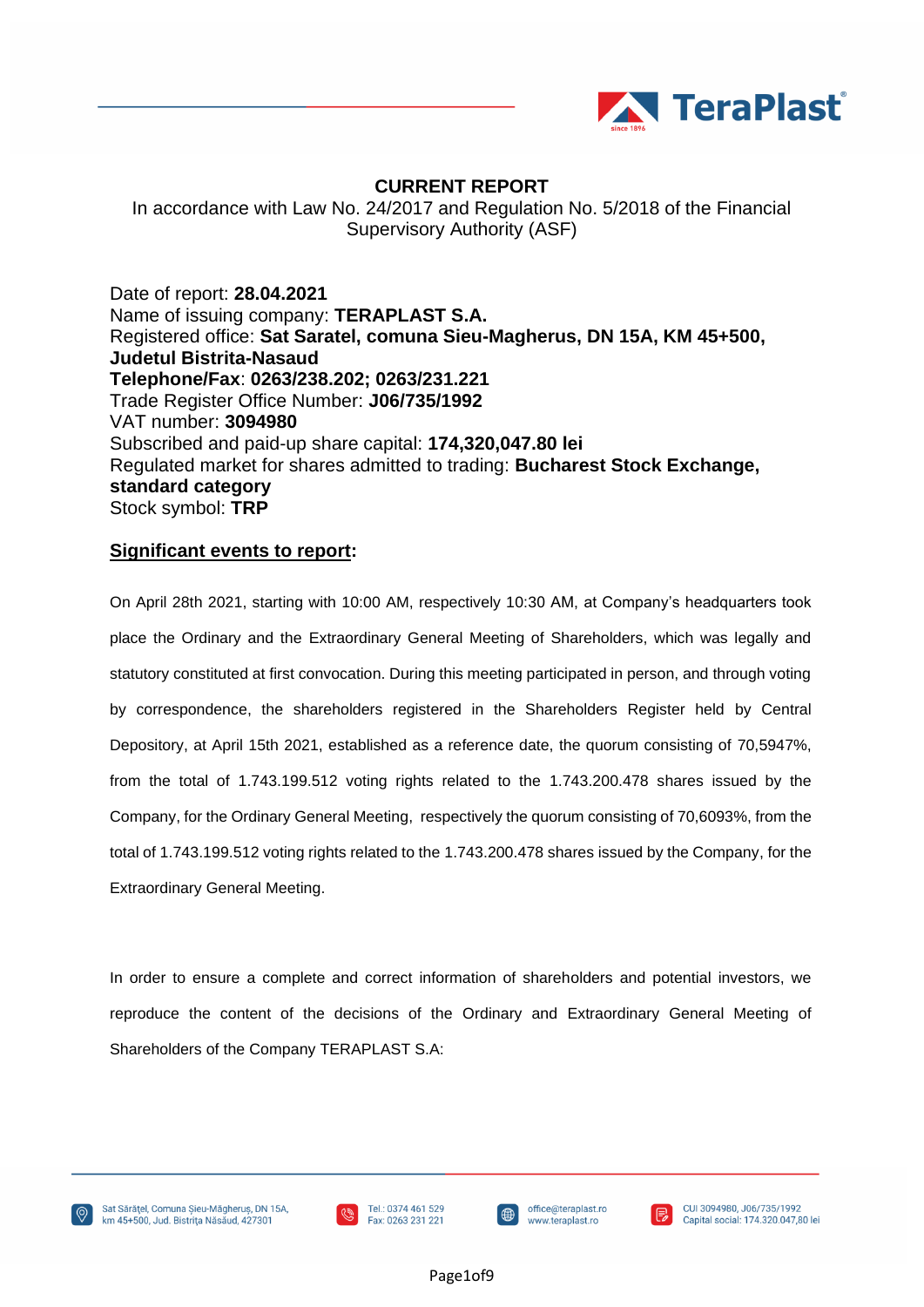# CURRENT REPORT

In accordance with Law No. 24/2017 and Regulation No. 5/2018 of the Financial Supervisory Authority (ASF)

Date of report: **28.04.2021**
Name of issuing company: **TERAPLAST S.A.**
Registered office: **Sat Saratel, comuna Sieu-Magherus, DN 15A, KM 45+500, Judetul Bistrita-Nasaud**
**Telephone/Fax**: **0263/238.202; 0263/231.221**
Trade Register Office Number: **J06/735/1992**
VAT number: **3094980**
Subscribed and paid-up share capital: **174,320,047.80 lei**
Regulated market for shares admitted to trading: **Bucharest Stock Exchange, standard category**
Stock symbol: **TRP**

## Significant events to report:

On April 28th 2021, starting with 10:00 AM, respectively 10:30 AM, at Company's headquarters took place the Ordinary and the Extraordinary General Meeting of Shareholders, which was legally and statutory constituted at first convocation. During this meeting participated in person, and through voting by correspondence, the shareholders registered in the Shareholders Register held by Central Depository, at April 15th 2021, established as a reference date, the quorum consisting of 70,5947%, from the total of 1.743.199.512 voting rights related to the 1.743.200.478 shares issued by the Company, for the Ordinary General Meeting, respectively the quorum consisting of 70,6093%, from the total of 1.743.199.512 voting rights related to the 1.743.200.478 shares issued by the Company, for the Extraordinary General Meeting.

In order to ensure a complete and correct information of shareholders and potential investors, we reproduce the content of the decisions of the Ordinary and Extraordinary General Meeting of Shareholders of the Company TERAPLAST S.A: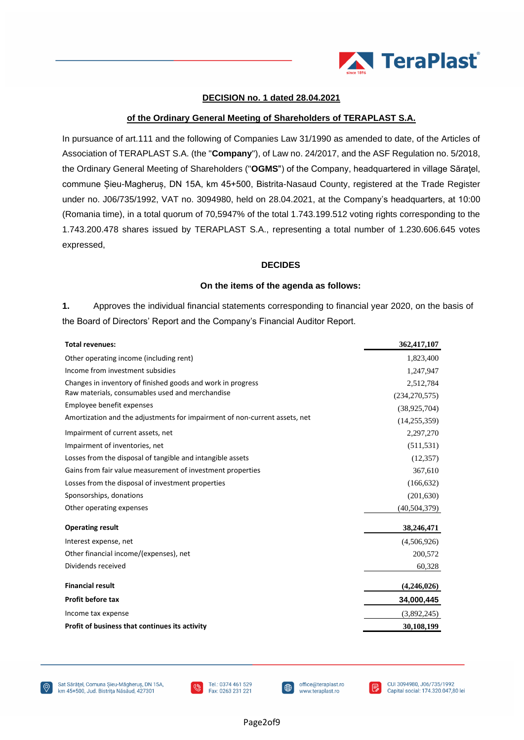**DECISION no. 1 dated 28.04.2021**

**of the Ordinary General Meeting of Shareholders of TERAPLAST S.A.**

In pursuance of art.111 and the following of Companies Law 31/1990 as amended to date, of the Articles of Association of TERAPLAST S.A. (the "**Company**"), of Law no. 24/2017, and the ASF Regulation no. 5/2018, the Ordinary General Meeting of Shareholders ("**OGMS**") of the Company, headquartered in village Sărăţel, commune Șieu-Magheruș, DN 15A, km 45+500, Bistrita-Nasaud County, registered at the Trade Register under no. J06/735/1992, VAT no. 3094980, held on 28.04.2021, at the Company's headquarters, at 10:00 (Romania time), in a total quorum of 70,5947% of the total 1.743.199.512 voting rights corresponding to the 1.743.200.478 shares issued by TERAPLAST S.A., representing a total number of 1.230.606.645 votes expressed,

**DECIDES**

**On the items of the agenda as follows:**

**1.** Approves the individual financial statements corresponding to financial year 2020, on the basis of the Board of Directors' Report and the Company's Financial Auditor Report.

| | |
|---|---|
| **Total revenues:** | **362,417,107** |
| Other operating income (including rent) | 1,823,400 |
| Income from investment subsidies | 1,247,947 |
| Changes in inventory of finished goods and work in progress | 2,512,784 |
| Raw materials, consumables used and merchandise | (234,270,575) |
| Employee benefit expenses | (38,925,704) |
| Amortization and the adjustments for impairment of non-current assets, net | (14,255,359) |
| Impairment of current assets, net | 2,297,270 |
| Impairment of inventories, net | (511,531) |
| Losses from the disposal of tangible and intangible assets | (12,357) |
| Gains from fair value measurement of investment properties | 367,610 |
| Losses from the disposal of investment properties | (166,632) |
| Sponsorships, donations | (201,630) |
| Other operating expenses | (40,504,379) |
| **Operating result** | **38,246,471** |
| Interest expense, net | (4,506,926) |
| Other financial income/(expenses), net | 200,572 |
| Dividends received | 60,328 |
| **Financial result** | **(4,246,026)** |
| **Profit before tax** | **34,000,445** |
| Income tax expense | (3,892,245) |
| **Profit of business that continues its activity** | **30,108,199** |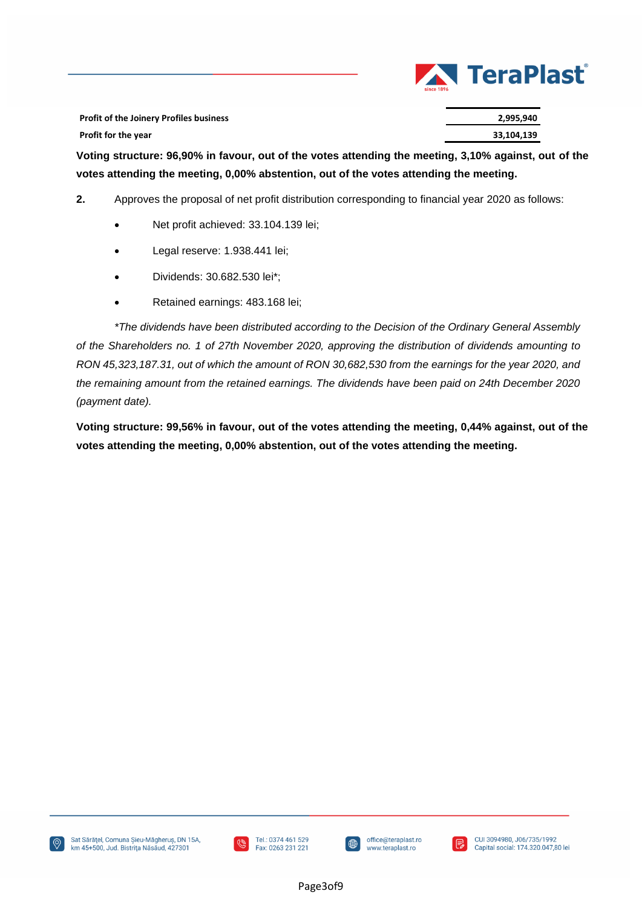| | |
|---|---|
| **Profit of the Joinery Profiles business** | **2,995,940** |
| **Profit for the year** | **33,104,139** |

**Voting structure: 96,90% in favour, out of the votes attending the meeting, 3,10% against, out of the votes attending the meeting, 0,00% abstention, out of the votes attending the meeting.**

**2.** Approves the proposal of net profit distribution corresponding to financial year 2020 as follows:

- Net profit achieved: 33.104.139 lei;
- Legal reserve: 1.938.441 lei;
- Dividends: 30.682.530 lei*;
- Retained earnings: 483.168 lei;

*\*The dividends have been distributed according to the Decision of the Ordinary General Assembly of the Shareholders no. 1 of 27th November 2020, approving the distribution of dividends amounting to RON 45,323,187.31, out of which the amount of RON 30,682,530 from the earnings for the year 2020, and the remaining amount from the retained earnings. The dividends have been paid on 24th December 2020 (payment date).*

**Voting structure: 99,56% in favour, out of the votes attending the meeting, 0,44% against, out of the votes attending the meeting, 0,00% abstention, out of the votes attending the meeting.**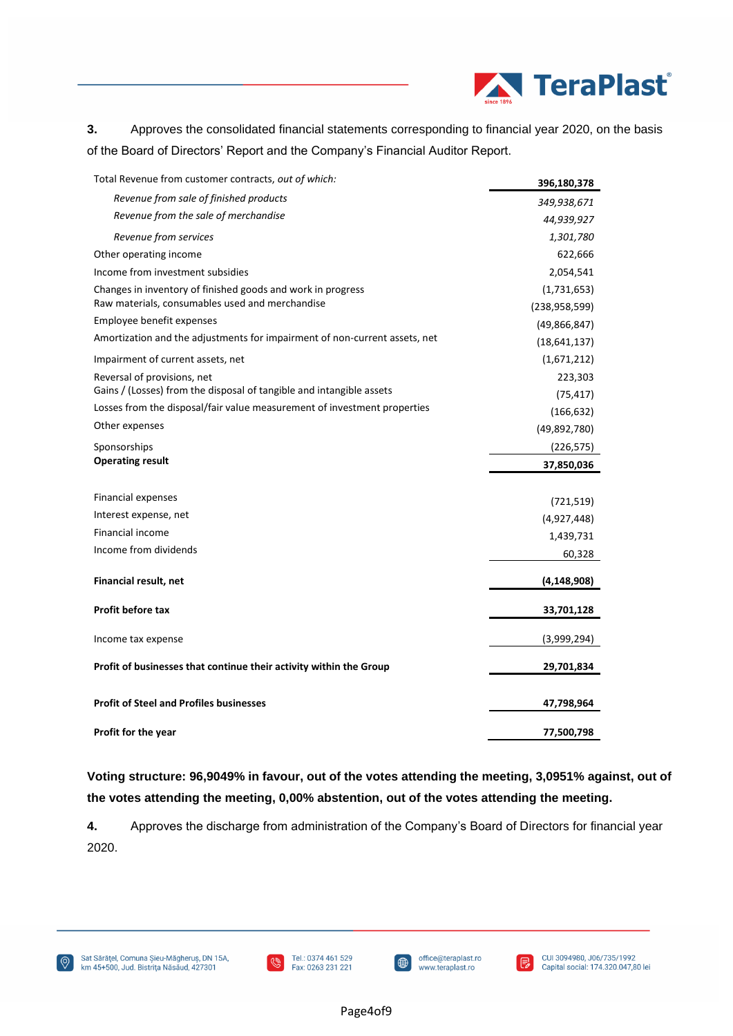**3.** Approves the consolidated financial statements corresponding to financial year 2020, on the basis of the Board of Directors' Report and the Company's Financial Auditor Report.

| | |
|---|---|
| Total Revenue from customer contracts, *out of which:* | **396,180,378** |
| *Revenue from sale of finished products* | *349,938,671* |
| *Revenue from the sale of merchandise* | *44,939,927* |
| *Revenue from services* | *1,301,780* |
| Other operating income | 622,666 |
| Income from investment subsidies | 2,054,541 |
| Changes in inventory of finished goods and work in progress | (1,731,653) |
| Raw materials, consumables used and merchandise | (238,958,599) |
| Employee benefit expenses | (49,866,847) |
| Amortization and the adjustments for impairment of non-current assets, net | (18,641,137) |
| Impairment of current assets, net | (1,671,212) |
| Reversal of provisions, net | 223,303 |
| Gains / (Losses) from the disposal of tangible and intangible assets | (75,417) |
| Losses from the disposal/fair value measurement of investment properties | (166,632) |
| Other expenses | (49,892,780) |
| Sponsorships | (226,575) |
| **Operating result** | **37,850,036** |
| Financial expenses | (721,519) |
| Interest expense, net | (4,927,448) |
| Financial income | 1,439,731 |
| Income from dividends | 60,328 |
| **Financial result, net** | **(4,148,908)** |
| **Profit before tax** | **33,701,128** |
| Income tax expense | (3,999,294) |
| **Profit of businesses that continue their activity within the Group** | **29,701,834** |
| **Profit of Steel and Profiles businesses** | **47,798,964** |
| **Profit for the year** | **77,500,798** |

**Voting structure: 96,9049% in favour, out of the votes attending the meeting, 3,0951% against, out of the votes attending the meeting, 0,00% abstention, out of the votes attending the meeting.**

**4.** Approves the discharge from administration of the Company's Board of Directors for financial year 2020.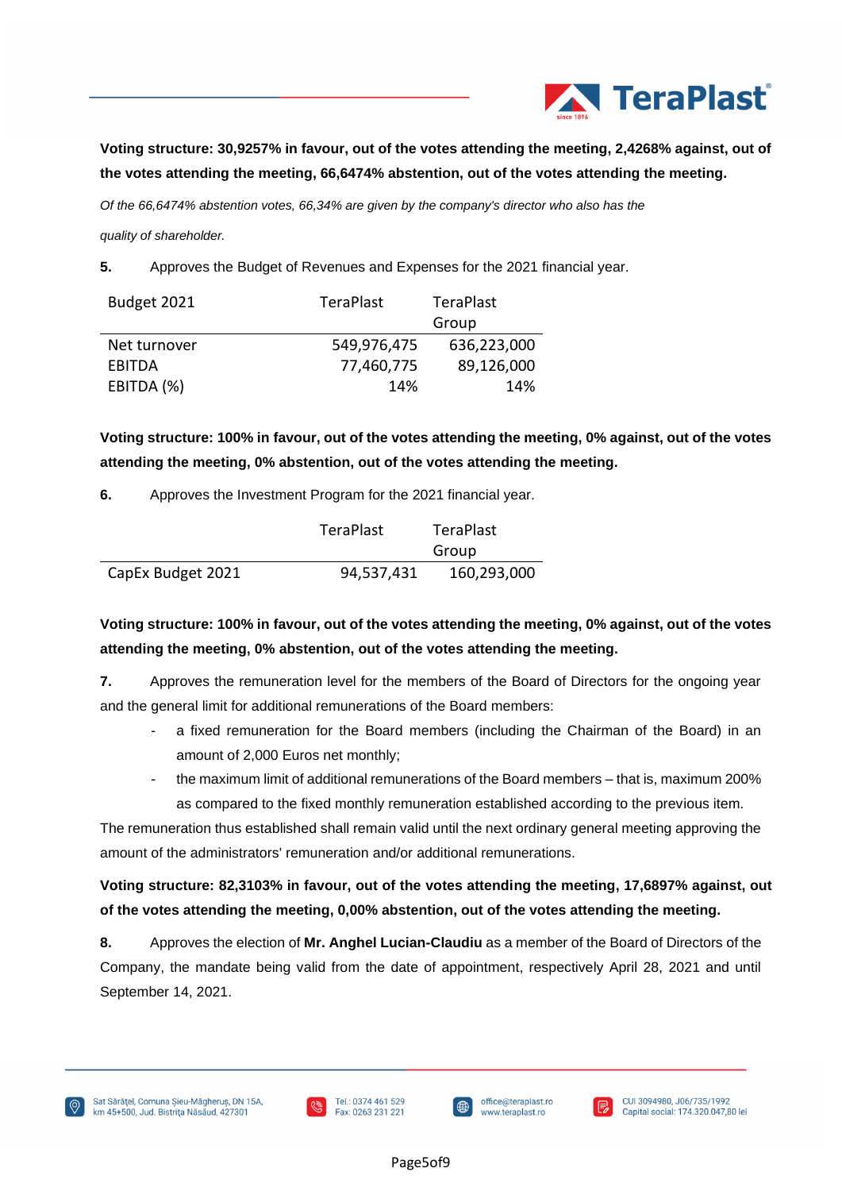**Voting structure: 30,9257% in favour, out of the votes attending the meeting, 2,4268% against, out of the votes attending the meeting, 66,6474% abstention, out of the votes attending the meeting.**

*Of the 66,6474% abstention votes, 66,34% are given by the company's director who also has the quality of shareholder.*

**5.** Approves the Budget of Revenues and Expenses for the 2021 financial year.

| Budget 2021 | TeraPlast | TeraPlast Group |
|---|---|---|
| Net turnover | 549,976,475 | 636,223,000 |
| EBITDA | 77,460,775 | 89,126,000 |
| EBITDA (%) | 14% | 14% |

**Voting structure: 100% in favour, out of the votes attending the meeting, 0% against, out of the votes attending the meeting, 0% abstention, out of the votes attending the meeting.**

**6.** Approves the Investment Program for the 2021 financial year.

| | TeraPlast | TeraPlast Group |
|---|---|---|
| CapEx Budget 2021 | 94,537,431 | 160,293,000 |

**Voting structure: 100% in favour, out of the votes attending the meeting, 0% against, out of the votes attending the meeting, 0% abstention, out of the votes attending the meeting.**

**7.** Approves the remuneration level for the members of the Board of Directors for the ongoing year and the general limit for additional remunerations of the Board members:

- a fixed remuneration for the Board members (including the Chairman of the Board) in an amount of 2,000 Euros net monthly;
- the maximum limit of additional remunerations of the Board members – that is, maximum 200% as compared to the fixed monthly remuneration established according to the previous item.

The remuneration thus established shall remain valid until the next ordinary general meeting approving the amount of the administrators' remuneration and/or additional remunerations.

**Voting structure: 82,3103% in favour, out of the votes attending the meeting, 17,6897% against, out of the votes attending the meeting, 0,00% abstention, out of the votes attending the meeting.**

**8.** Approves the election of **Mr. Anghel Lucian-Claudiu** as a member of the Board of Directors of the Company, the mandate being valid from the date of appointment, respectively April 28, 2021 and until September 14, 2021.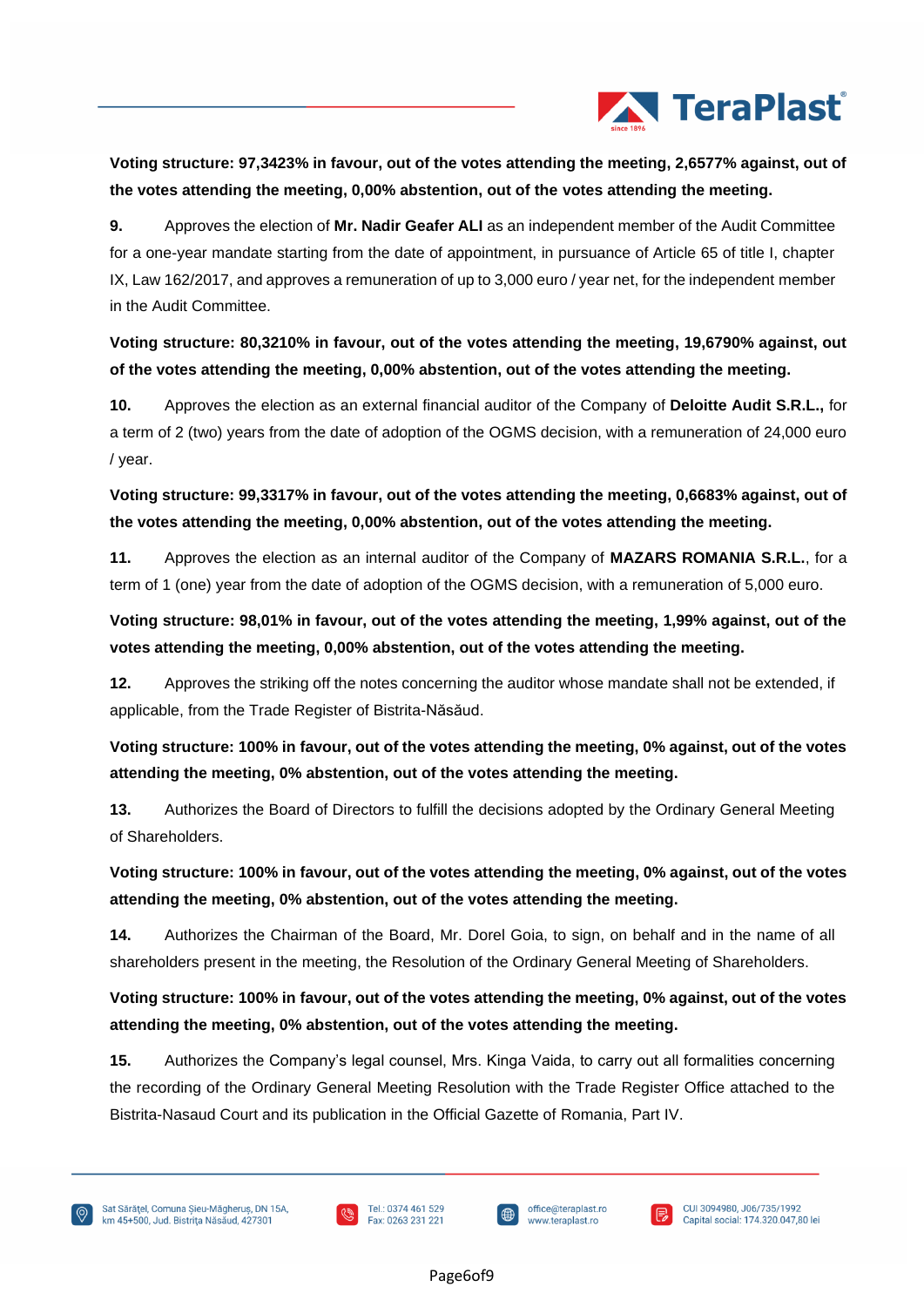**Voting structure: 97,3423% in favour, out of the votes attending the meeting, 2,6577% against, out of the votes attending the meeting, 0,00% abstention, out of the votes attending the meeting.**

**9.** Approves the election of **Mr. Nadir Geafer ALI** as an independent member of the Audit Committee for a one-year mandate starting from the date of appointment, in pursuance of Article 65 of title I, chapter IX, Law 162/2017, and approves a remuneration of up to 3,000 euro / year net, for the independent member in the Audit Committee.

**Voting structure: 80,3210% in favour, out of the votes attending the meeting, 19,6790% against, out of the votes attending the meeting, 0,00% abstention, out of the votes attending the meeting.**

**10.** Approves the election as an external financial auditor of the Company of **Deloitte Audit S.R.L.,** for a term of 2 (two) years from the date of adoption of the OGMS decision, with a remuneration of 24,000 euro / year.

**Voting structure: 99,3317% in favour, out of the votes attending the meeting, 0,6683% against, out of the votes attending the meeting, 0,00% abstention, out of the votes attending the meeting.**

**11.** Approves the election as an internal auditor of the Company of **MAZARS ROMANIA S.R.L.**, for a term of 1 (one) year from the date of adoption of the OGMS decision, with a remuneration of 5,000 euro.

**Voting structure: 98,01% in favour, out of the votes attending the meeting, 1,99% against, out of the votes attending the meeting, 0,00% abstention, out of the votes attending the meeting.**

**12.** Approves the striking off the notes concerning the auditor whose mandate shall not be extended, if applicable, from the Trade Register of Bistrita-Năsăud.

**Voting structure: 100% in favour, out of the votes attending the meeting, 0% against, out of the votes attending the meeting, 0% abstention, out of the votes attending the meeting.**

**13.** Authorizes the Board of Directors to fulfill the decisions adopted by the Ordinary General Meeting of Shareholders.

**Voting structure: 100% in favour, out of the votes attending the meeting, 0% against, out of the votes attending the meeting, 0% abstention, out of the votes attending the meeting.**

**14.** Authorizes the Chairman of the Board, Mr. Dorel Goia, to sign, on behalf and in the name of all shareholders present in the meeting, the Resolution of the Ordinary General Meeting of Shareholders.

**Voting structure: 100% in favour, out of the votes attending the meeting, 0% against, out of the votes attending the meeting, 0% abstention, out of the votes attending the meeting.**

**15.** Authorizes the Company's legal counsel, Mrs. Kinga Vaida, to carry out all formalities concerning the recording of the Ordinary General Meeting Resolution with the Trade Register Office attached to the Bistrita-Nasaud Court and its publication in the Official Gazette of Romania, Part IV.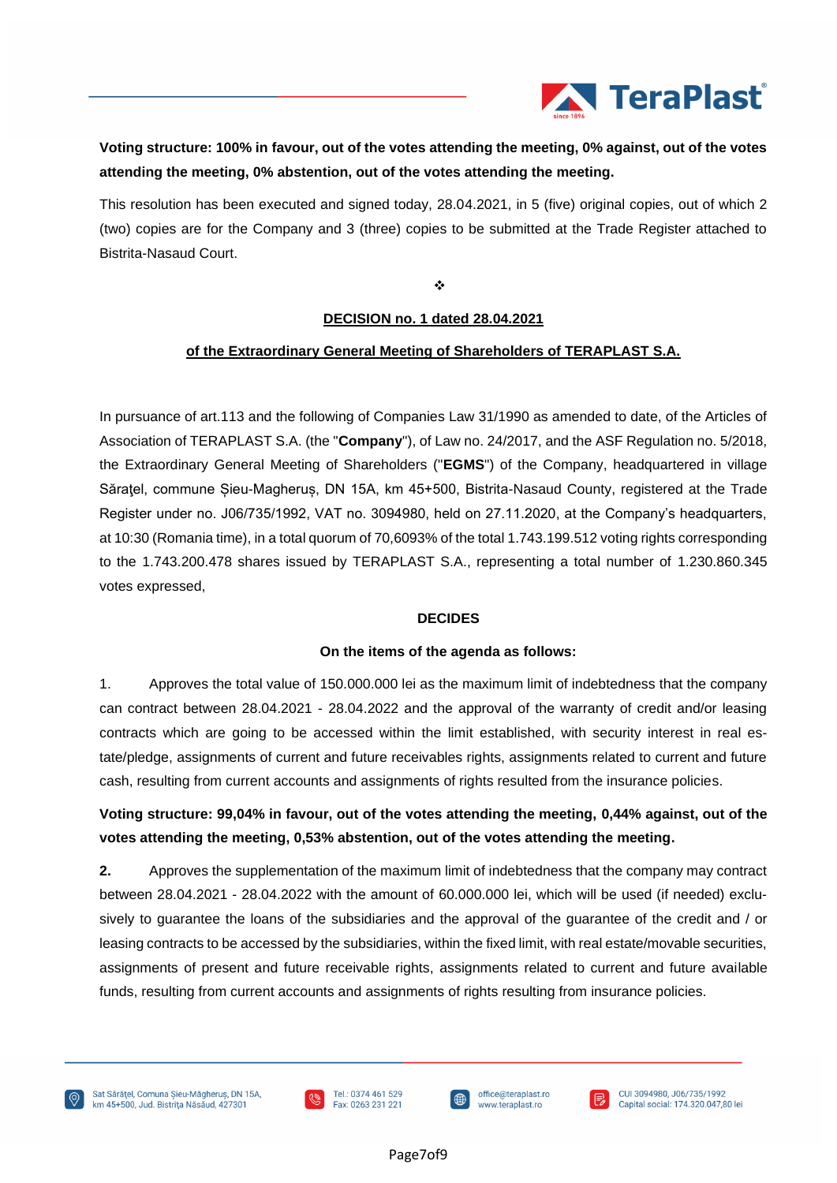**Voting structure: 100% in favour, out of the votes attending the meeting, 0% against, out of the votes attending the meeting, 0% abstention, out of the votes attending the meeting.**

This resolution has been executed and signed today, 28.04.2021, in 5 (five) original copies, out of which 2 (two) copies are for the Company and 3 (three) copies to be submitted at the Trade Register attached to Bistrita-Nasaud Court.

❖

**DECISION no. 1 dated 28.04.2021**

**of the Extraordinary General Meeting of Shareholders of TERAPLAST S.A.**

In pursuance of art.113 and the following of Companies Law 31/1990 as amended to date, of the Articles of Association of TERAPLAST S.A. (the "**Company**"), of Law no. 24/2017, and the ASF Regulation no. 5/2018, the Extraordinary General Meeting of Shareholders ("**EGMS**") of the Company, headquartered in village Săraţel, commune Șieu-Magheruș, DN 15A, km 45+500, Bistrita-Nasaud County, registered at the Trade Register under no. J06/735/1992, VAT no. 3094980, held on 27.11.2020, at the Company's headquarters, at 10:30 (Romania time), in a total quorum of 70,6093% of the total 1.743.199.512 voting rights corresponding to the 1.743.200.478 shares issued by TERAPLAST S.A., representing a total number of 1.230.860.345 votes expressed,

**DECIDES**

**On the items of the agenda as follows:**

1. Approves the total value of 150.000.000 lei as the maximum limit of indebtedness that the company can contract between 28.04.2021 - 28.04.2022 and the approval of the warranty of credit and/or leasing contracts which are going to be accessed within the limit established, with security interest in real estate/pledge, assignments of current and future receivables rights, assignments related to current and future cash, resulting from current accounts and assignments of rights resulted from the insurance policies.

**Voting structure: 99,04% in favour, out of the votes attending the meeting, 0,44% against, out of the votes attending the meeting, 0,53% abstention, out of the votes attending the meeting.**

**2.** Approves the supplementation of the maximum limit of indebtedness that the company may contract between 28.04.2021 - 28.04.2022 with the amount of 60.000.000 lei, which will be used (if needed) exclusively to guarantee the loans of the subsidiaries and the approval of the guarantee of the credit and / or leasing contracts to be accessed by the subsidiaries, within the fixed limit, with real estate/movable securities, assignments of present and future receivable rights, assignments related to current and future available funds, resulting from current accounts and assignments of rights resulting from insurance policies.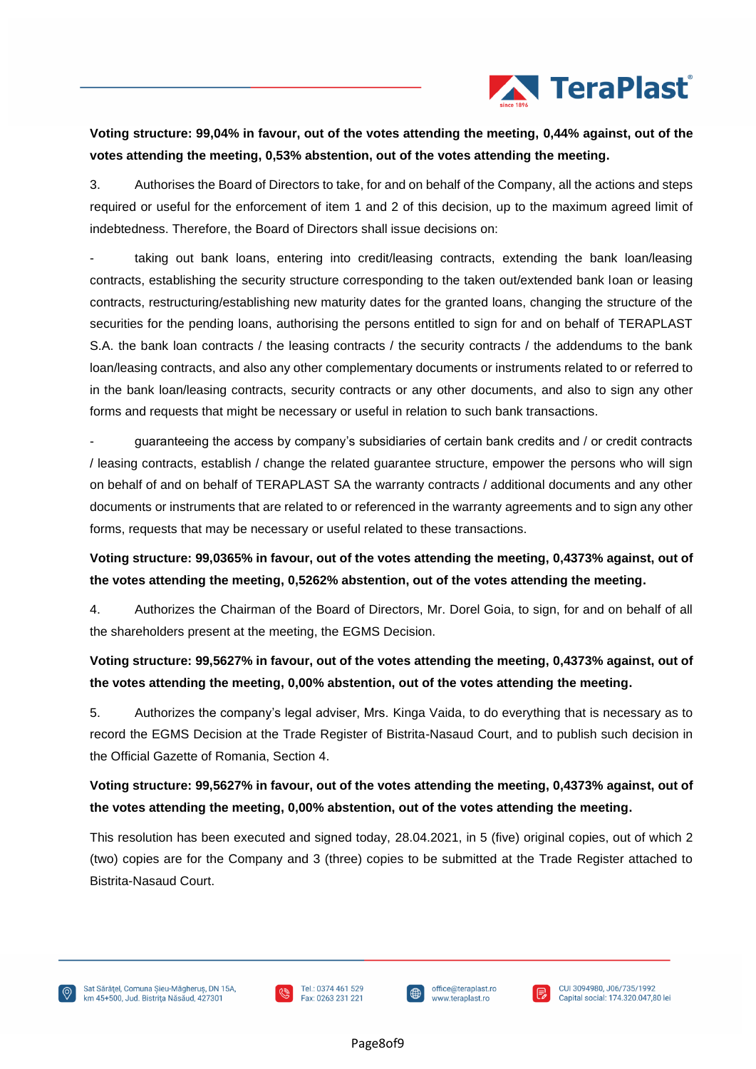**Voting structure: 99,04% in favour, out of the votes attending the meeting, 0,44% against, out of the votes attending the meeting, 0,53% abstention, out of the votes attending the meeting.**

3. Authorises the Board of Directors to take, for and on behalf of the Company, all the actions and steps required or useful for the enforcement of item 1 and 2 of this decision, up to the maximum agreed limit of indebtedness. Therefore, the Board of Directors shall issue decisions on:

- taking out bank loans, entering into credit/leasing contracts, extending the bank loan/leasing contracts, establishing the security structure corresponding to the taken out/extended bank loan or leasing contracts, restructuring/establishing new maturity dates for the granted loans, changing the structure of the securities for the pending loans, authorising the persons entitled to sign for and on behalf of TERAPLAST S.A. the bank loan contracts / the leasing contracts / the security contracts / the addendums to the bank loan/leasing contracts, and also any other complementary documents or instruments related to or referred to in the bank loan/leasing contracts, security contracts or any other documents, and also to sign any other forms and requests that might be necessary or useful in relation to such bank transactions.

- guaranteeing the access by company's subsidiaries of certain bank credits and / or credit contracts / leasing contracts, establish / change the related guarantee structure, empower the persons who will sign on behalf of and on behalf of TERAPLAST SA the warranty contracts / additional documents and any other documents or instruments that are related to or referenced in the warranty agreements and to sign any other forms, requests that may be necessary or useful related to these transactions.

**Voting structure: 99,0365% in favour, out of the votes attending the meeting, 0,4373% against, out of the votes attending the meeting, 0,5262% abstention, out of the votes attending the meeting.**

4. Authorizes the Chairman of the Board of Directors, Mr. Dorel Goia, to sign, for and on behalf of all the shareholders present at the meeting, the EGMS Decision.

**Voting structure: 99,5627% in favour, out of the votes attending the meeting, 0,4373% against, out of the votes attending the meeting, 0,00% abstention, out of the votes attending the meeting.**

5. Authorizes the company's legal adviser, Mrs. Kinga Vaida, to do everything that is necessary as to record the EGMS Decision at the Trade Register of Bistrita-Nasaud Court, and to publish such decision in the Official Gazette of Romania, Section 4.

**Voting structure: 99,5627% in favour, out of the votes attending the meeting, 0,4373% against, out of the votes attending the meeting, 0,00% abstention, out of the votes attending the meeting.**

This resolution has been executed and signed today, 28.04.2021, in 5 (five) original copies, out of which 2 (two) copies are for the Company and 3 (three) copies to be submitted at the Trade Register attached to Bistrita-Nasaud Court.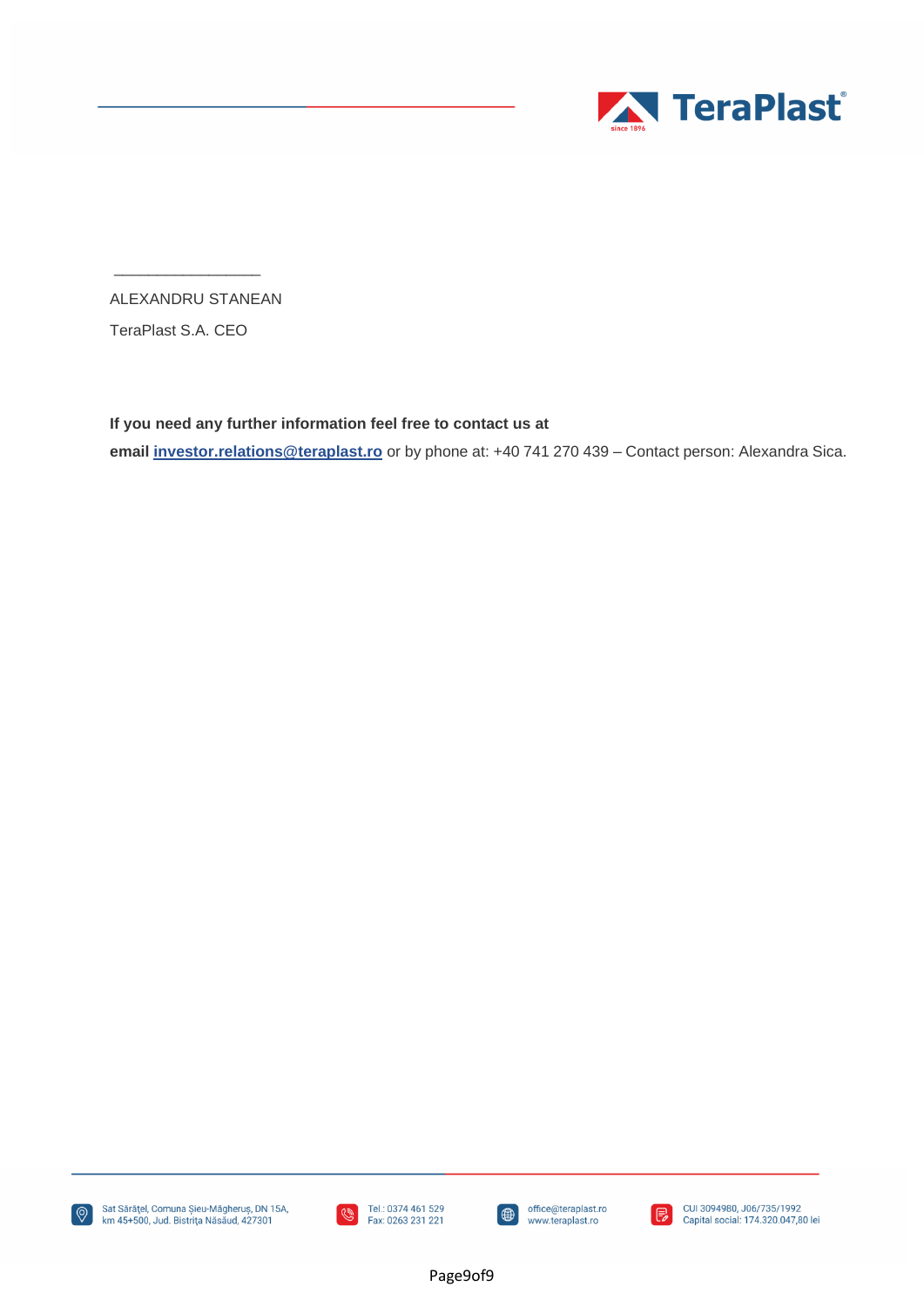\_\_\_\_\_\_\_\_\_\_\_\_\_\_\_\_\_\_

ALEXANDRU STANEAN

TeraPlast S.A. CEO

**If you need any further information feel free to contact us at**

**email** **investor.relations@teraplast.ro** or by phone at: +40 741 270 439 – Contact person: Alexandra Sica.